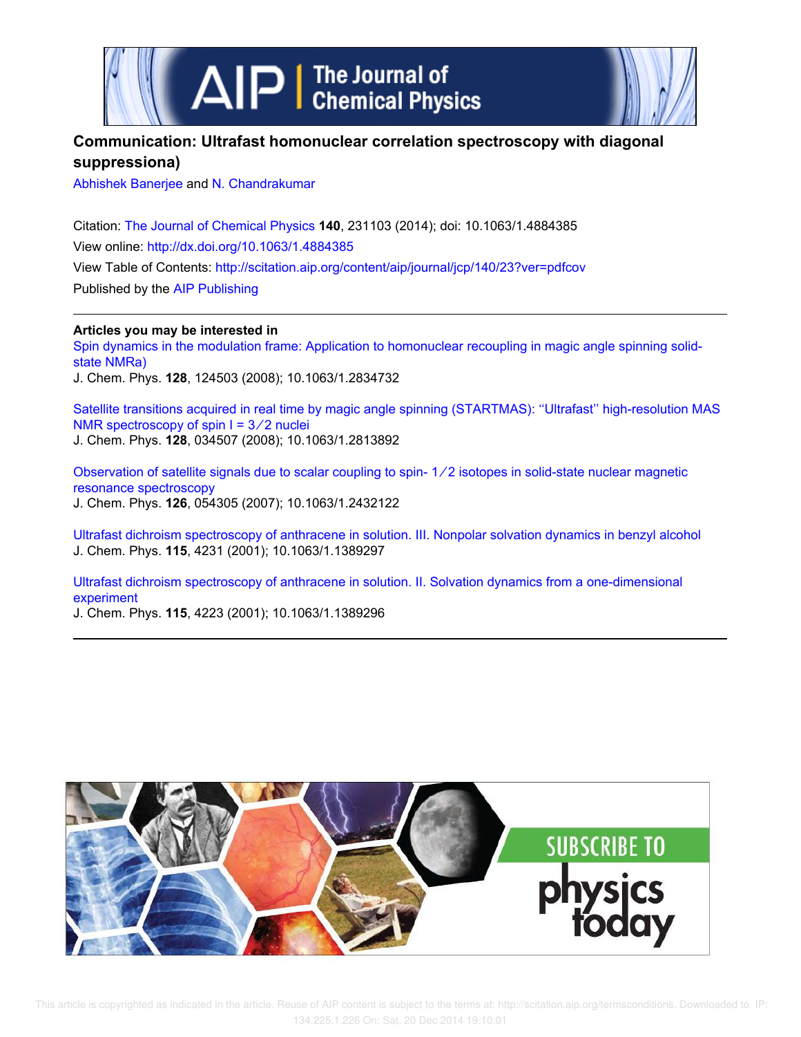# Communication: Ultrafast homonuclear correlation spectroscopy with diagonal suppression[a)]

Abhishek Banerjee and N. Chandrakumar

Citation: The Journal of Chemical Physics **140**, 231103 (2014); doi: 10.1063/1.4884385

View online: http://dx.doi.org/10.1063/1.4884385

View Table of Contents: http://scitation.aip.org/content/aip/journal/jcp/140/23?ver=pdfcov

Published by the AIP Publishing

---

**Articles you may be interested in**

Spin dynamics in the modulation frame: Application to homonuclear recoupling in magic angle spinning solid-state NMR[a)]

J. Chem. Phys. **128**, 124503 (2008); 10.1063/1.2834732

Satellite transitions acquired in real time by magic angle spinning (STARTMAS): "Ultrafast" high-resolution MAS NMR spectroscopy of spin I = 3 ⁄ 2 nuclei

J. Chem. Phys. **128**, 034507 (2008); 10.1063/1.2813892

Observation of satellite signals due to scalar coupling to spin- 1 ⁄ 2 isotopes in solid-state nuclear magnetic resonance spectroscopy

J. Chem. Phys. **126**, 054305 (2007); 10.1063/1.2432122

Ultrafast dichroism spectroscopy of anthracene in solution. III. Nonpolar solvation dynamics in benzyl alcohol

J. Chem. Phys. **115**, 4231 (2001); 10.1063/1.1389297

Ultrafast dichroism spectroscopy of anthracene in solution. II. Solvation dynamics from a one-dimensional experiment

J. Chem. Phys. **115**, 4223 (2001); 10.1063/1.1389296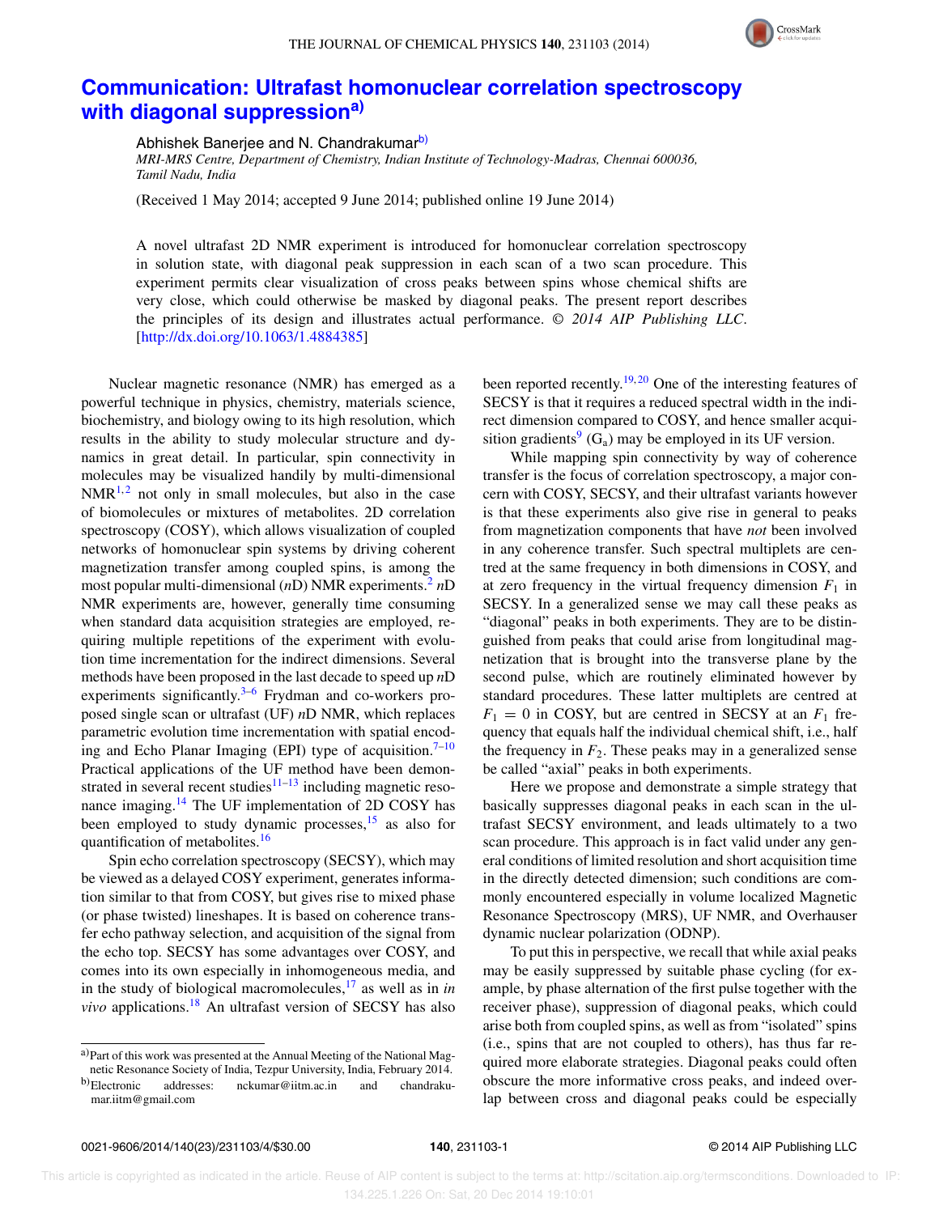# Communication: Ultrafast homonuclear correlation spectroscopy with diagonal suppression[a)]

Abhishek Banerjee and N. Chandrakumar[b)]

*MRI-MRS Centre, Department of Chemistry, Indian Institute of Technology-Madras, Chennai 600036, Tamil Nadu, India*

(Received 1 May 2014; accepted 9 June 2014; published online 19 June 2014)

A novel ultrafast 2D NMR experiment is introduced for homonuclear correlation spectroscopy in solution state, with diagonal peak suppression in each scan of a two scan procedure. This experiment permits clear visualization of cross peaks between spins whose chemical shifts are very close, which could otherwise be masked by diagonal peaks. The present report describes the principles of its design and illustrates actual performance. *© 2014 AIP Publishing LLC.* [http://dx.doi.org/10.1063/1.4884385]

Nuclear magnetic resonance (NMR) has emerged as a powerful technique in physics, chemistry, materials science, biochemistry, and biology owing to its high resolution, which results in the ability to study molecular structure and dynamics in great detail. In particular, spin connectivity in molecules may be visualized handily by multi-dimensional NMR[1,2] not only in small molecules, but also in the case of biomolecules or mixtures of metabolites. 2D correlation spectroscopy (COSY), which allows visualization of coupled networks of homonuclear spin systems by driving coherent magnetization transfer among coupled spins, is among the most popular multi-dimensional (*n*D) NMR experiments.[2] *n*D NMR experiments are, however, generally time consuming when standard data acquisition strategies are employed, requiring multiple repetitions of the experiment with evolution time incrementation for the indirect dimensions. Several methods have been proposed in the last decade to speed up *n*D experiments significantly.[3–6] Frydman and co-workers proposed single scan or ultrafast (UF) *n*D NMR, which replaces parametric evolution time incrementation with spatial encoding and Echo Planar Imaging (EPI) type of acquisition.[7–10] Practical applications of the UF method have been demonstrated in several recent studies[11–13] including magnetic resonance imaging.[14] The UF implementation of 2D COSY has been employed to study dynamic processes,[15] as also for quantification of metabolites.[16]

Spin echo correlation spectroscopy (SECSY), which may be viewed as a delayed COSY experiment, generates information similar to that from COSY, but gives rise to mixed phase (or phase twisted) lineshapes. It is based on coherence transfer echo pathway selection, and acquisition of the signal from the echo top. SECSY has some advantages over COSY, and comes into its own especially in inhomogeneous media, and in the study of biological macromolecules,[17] as well as in *in vivo* applications.[18] An ultrafast version of SECSY has also been reported recently.[19,20] One of the interesting features of SECSY is that it requires a reduced spectral width in the indirect dimension compared to COSY, and hence smaller acquisition gradients[9] ($G_a$) may be employed in its UF version.

While mapping spin connectivity by way of coherence transfer is the focus of correlation spectroscopy, a major concern with COSY, SECSY, and their ultrafast variants however is that these experiments also give rise in general to peaks from magnetization components that have *not* been involved in any coherence transfer. Such spectral multiplets are centred at the same frequency in both dimensions in COSY, and at zero frequency in the virtual frequency dimension $F_1$ in SECSY. In a generalized sense we may call these peaks as "diagonal" peaks in both experiments. They are to be distinguished from peaks that could arise from longitudinal magnetization that is brought into the transverse plane by the second pulse, which are routinely eliminated however by standard procedures. These latter multiplets are centred at $F_1 = 0$ in COSY, but are centred in SECSY at an $F_1$ frequency that equals half the individual chemical shift, i.e., half the frequency in $F_2$. These peaks may in a generalized sense be called "axial" peaks in both experiments.

Here we propose and demonstrate a simple strategy that basically suppresses diagonal peaks in each scan in the ultrafast SECSY environment, and leads ultimately to a two scan procedure. This approach is in fact valid under any general conditions of limited resolution and short acquisition time in the directly detected dimension; such conditions are commonly encountered especially in volume localized Magnetic Resonance Spectroscopy (MRS), UF NMR, and Overhauser dynamic nuclear polarization (ODNP).

To put this in perspective, we recall that while axial peaks may be easily suppressed by suitable phase cycling (for example, by phase alternation of the first pulse together with the receiver phase), suppression of diagonal peaks, which could arise both from coupled spins, as well as from "isolated" spins (i.e., spins that are not coupled to others), has thus far required more elaborate strategies. Diagonal peaks could often obscure the more informative cross peaks, and indeed overlap between cross and diagonal peaks could be especially

---

a)Part of this work was presented at the Annual Meeting of the National Magnetic Resonance Society of India, Tezpur University, India, February 2014.

b)Electronic addresses: nckumar@iitm.ac.in and chandrakumar.iitm@gmail.com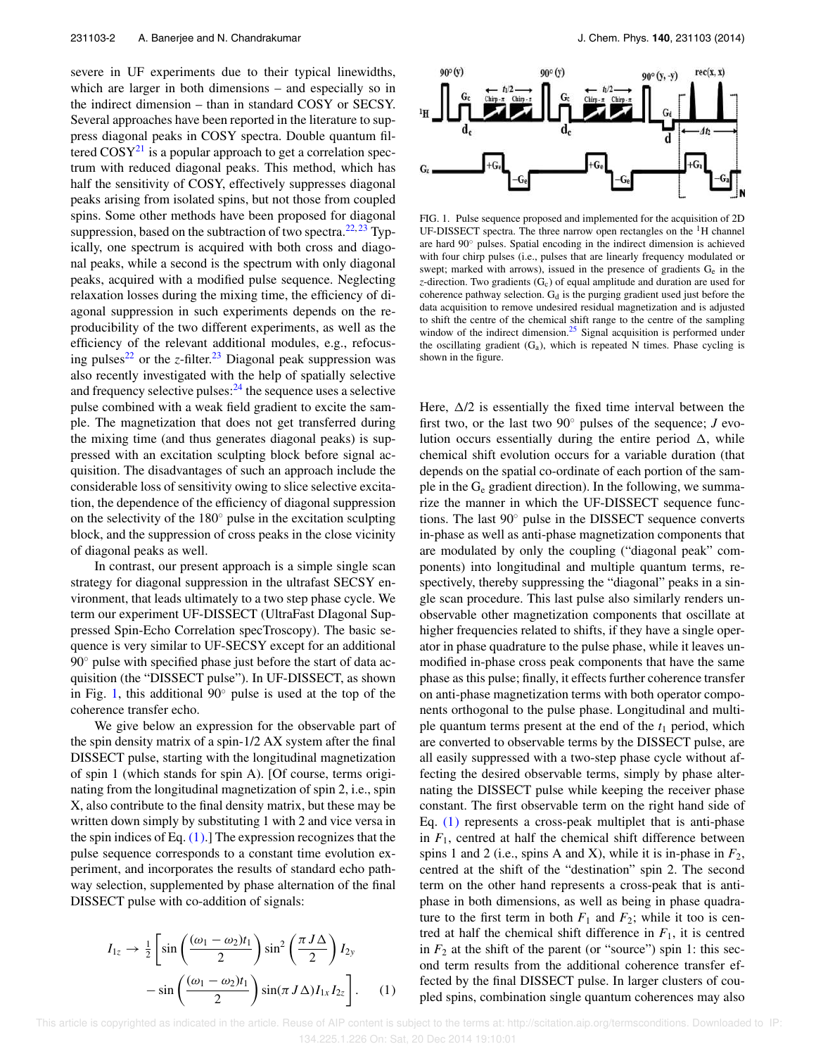severe in UF experiments due to their typical linewidths, which are larger in both dimensions – and especially so in the indirect dimension – than in standard COSY or SECSY. Several approaches have been reported in the literature to suppress diagonal peaks in COSY spectra. Double quantum filtered COSY[21] is a popular approach to get a correlation spectrum with reduced diagonal peaks. This method, which has half the sensitivity of COSY, effectively suppresses diagonal peaks arising from isolated spins, but not those from coupled spins. Some other methods have been proposed for diagonal suppression, based on the subtraction of two spectra.[22,23] Typically, one spectrum is acquired with both cross and diagonal peaks, while a second is the spectrum with only diagonal peaks, acquired with a modified pulse sequence. Neglecting relaxation losses during the mixing time, the efficiency of diagonal suppression in such experiments depends on the reproducibility of the two different experiments, as well as the efficiency of the relevant additional modules, e.g., refocusing pulses[22] or the *z*-filter.[23] Diagonal peak suppression was also recently investigated with the help of spatially selective and frequency selective pulses:[24] the sequence uses a selective pulse combined with a weak field gradient to excite the sample. The magnetization that does not get transferred during the mixing time (and thus generates diagonal peaks) is suppressed with an excitation sculpting block before signal acquisition. The disadvantages of such an approach include the considerable loss of sensitivity owing to slice selective excitation, the dependence of the efficiency of diagonal suppression on the selectivity of the 180° pulse in the excitation sculpting block, and the suppression of cross peaks in the close vicinity of diagonal peaks as well.

In contrast, our present approach is a simple single scan strategy for diagonal suppression in the ultrafast SECSY environment, that leads ultimately to a two step phase cycle. We term our experiment UF-DISSECT (UltraFast DIagonal Suppressed Spin-Echo Correlation specTroscopy). The basic sequence is very similar to UF-SECSY except for an additional 90° pulse with specified phase just before the start of data acquisition (the "DISSECT pulse"). In UF-DISSECT, as shown in Fig. 1, this additional 90° pulse is used at the top of the coherence transfer echo.

We give below an expression for the observable part of the spin density matrix of a spin-1/2 AX system after the final DISSECT pulse, starting with the longitudinal magnetization of spin 1 (which stands for spin A). [Of course, terms originating from the longitudinal magnetization of spin 2, i.e., spin X, also contribute to the final density matrix, but these may be written down simply by substituting 1 with 2 and vice versa in the spin indices of Eq. (1).] The expression recognizes that the pulse sequence corresponds to a constant time evolution experiment, and incorporates the results of standard echo pathway selection, supplemented by phase alternation of the final DISSECT pulse with co-addition of signals:

$$I_{1z} \rightarrow \tfrac{1}{2}\left[\sin\left(\frac{(\omega_1-\omega_2)t_1}{2}\right)\sin^2\left(\frac{\pi J\Delta}{2}\right)I_{2y} - \sin\left(\frac{(\omega_1-\omega_2)t_1}{2}\right)\sin(\pi J\Delta)I_{1x}I_{2z}\right]. \quad (1)$$

FIG. 1. Pulse sequence proposed and implemented for the acquisition of 2D UF-DISSECT spectra. The three narrow open rectangles on the $^1$H channel are hard 90° pulses. Spatial encoding in the indirect dimension is achieved with four chirp pulses (i.e., pulses that are linearly frequency modulated or swept; marked with arrows), issued in the presence of gradients $G_e$ in the *z*-direction. Two gradients ($G_c$) of equal amplitude and duration are used for coherence pathway selection. $G_d$ is the purging gradient used just before the data acquisition to remove undesired residual magnetization and is adjusted to shift the centre of the chemical shift range to the centre of the sampling window of the indirect dimension.[25] Signal acquisition is performed under the oscillating gradient ($G_a$), which is repeated N times. Phase cycling is shown in the figure.

Here, $\Delta/2$ is essentially the fixed time interval between the first two, or the last two 90° pulses of the sequence; *J* evolution occurs essentially during the entire period $\Delta$, while chemical shift evolution occurs for a variable duration (that depends on the spatial co-ordinate of each portion of the sample in the $G_e$ gradient direction). In the following, we summarize the manner in which the UF-DISSECT sequence functions. The last 90° pulse in the DISSECT sequence converts in-phase as well as anti-phase magnetization components that are modulated by only the coupling ("diagonal peak" components) into longitudinal and multiple quantum terms, respectively, thereby suppressing the "diagonal" peaks in a single scan procedure. This last pulse also similarly renders unobservable other magnetization components that oscillate at higher frequencies related to shifts, if they have a single operator in phase quadrature to the pulse phase, while it leaves unmodified in-phase cross peak components that have the same phase as this pulse; finally, it effects further coherence transfer on anti-phase magnetization terms with both operator components orthogonal to the pulse phase. Longitudinal and multiple quantum terms present at the end of the $t_1$ period, which are converted to observable terms by the DISSECT pulse, are all easily suppressed with a two-step phase cycle without affecting the desired observable terms, simply by phase alternating the DISSECT pulse while keeping the receiver phase constant. The first observable term on the right hand side of Eq. (1) represents a cross-peak multiplet that is anti-phase in $F_1$, centred at half the chemical shift difference between spins 1 and 2 (i.e., spins A and X), while it is in-phase in $F_2$, centred at the shift of the "destination" spin 2. The second term on the other hand represents a cross-peak that is anti-phase in both dimensions, as well as being in phase quadrature to the first term in both $F_1$ and $F_2$; while it too is centred at half the chemical shift difference in $F_1$, it is centred in $F_2$ at the shift of the parent (or "source") spin 1: this second term results from the additional coherence transfer effected by the final DISSECT pulse. In larger clusters of coupled spins, combination single quantum coherences may also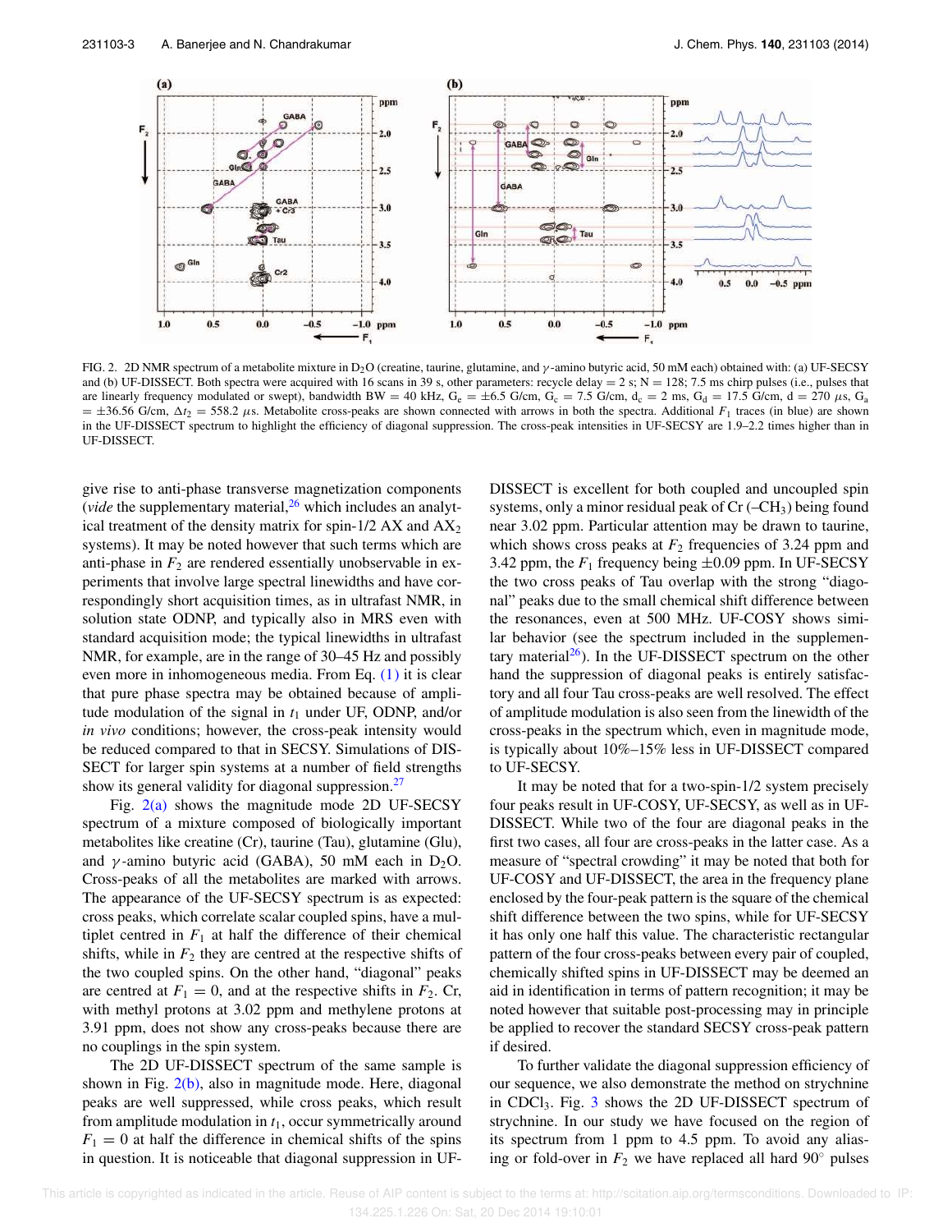FIG. 2. 2D NMR spectrum of a metabolite mixture in $D_2O$ (creatine, taurine, glutamine, and $\gamma$-amino butyric acid, 50 mM each) obtained with: (a) UF-SECSY and (b) UF-DISSECT. Both spectra were acquired with 16 scans in 39 s, other parameters: recycle delay = 2 s; N = 128; 7.5 ms chirp pulses (i.e., pulses that are linearly frequency modulated or swept), bandwidth BW = 40 kHz, $G_e = \pm 6.5$ G/cm, $G_c = 7.5$ G/cm, $d_c = 2$ ms, $G_d = 17.5$ G/cm, $d = 270$ $\mu$s, $G_a = \pm 36.56$ G/cm, $\Delta t_2 = 558.2$ $\mu$s. Metabolite cross-peaks are shown connected with arrows in both the spectra. Additional $F_1$ traces (in blue) are shown in the UF-DISSECT spectrum to highlight the efficiency of diagonal suppression. The cross-peak intensities in UF-SECSY are 1.9–2.2 times higher than in UF-DISSECT.

give rise to anti-phase transverse magnetization components (*vide* the supplementary material,[26] which includes an analytical treatment of the density matrix for spin-1/2 AX and $AX_2$ systems). It may be noted however that such terms which are anti-phase in $F_2$ are rendered essentially unobservable in experiments that involve large spectral linewidths and have correspondingly short acquisition times, as in ultrafast NMR, in solution state ODNP, and typically also in MRS even with standard acquisition mode; the typical linewidths in ultrafast NMR, for example, are in the range of 30–45 Hz and possibly even more in inhomogeneous media. From Eq. (1) it is clear that pure phase spectra may be obtained because of amplitude modulation of the signal in $t_1$ under UF, ODNP, and/or *in vivo* conditions; however, the cross-peak intensity would be reduced compared to that in SECSY. Simulations of DISSECT for larger spin systems at a number of field strengths show its general validity for diagonal suppression.[27]

Fig. 2(a) shows the magnitude mode 2D UF-SECSY spectrum of a mixture composed of biologically important metabolites like creatine (Cr), taurine (Tau), glutamine (Glu), and $\gamma$-amino butyric acid (GABA), 50 mM each in $D_2O$. Cross-peaks of all the metabolites are marked with arrows. The appearance of the UF-SECSY spectrum is as expected: cross peaks, which correlate scalar coupled spins, have a multiplet centred in $F_1$ at half the difference of their chemical shifts, while in $F_2$ they are centred at the respective shifts of the two coupled spins. On the other hand, "diagonal" peaks are centred at $F_1 = 0$, and at the respective shifts in $F_2$. Cr, with methyl protons at 3.02 ppm and methylene protons at 3.91 ppm, does not show any cross-peaks because there are no couplings in the spin system.

The 2D UF-DISSECT spectrum of the same sample is shown in Fig. 2(b), also in magnitude mode. Here, diagonal peaks are well suppressed, while cross peaks, which result from amplitude modulation in $t_1$, occur symmetrically around $F_1 = 0$ at half the difference in chemical shifts of the spins in question. It is noticeable that diagonal suppression in UF-DISSECT is excellent for both coupled and uncoupled spin systems, only a minor residual peak of Cr ($-CH_3$) being found near 3.02 ppm. Particular attention may be drawn to taurine, which shows cross peaks at $F_2$ frequencies of 3.24 ppm and 3.42 ppm, the $F_1$ frequency being $\pm 0.09$ ppm. In UF-SECSY the two cross peaks of Tau overlap with the strong "diagonal" peaks due to the small chemical shift difference between the resonances, even at 500 MHz. UF-COSY shows similar behavior (see the spectrum included in the supplementary material[26]). In the UF-DISSECT spectrum on the other hand the suppression of diagonal peaks is entirely satisfactory and all four Tau cross-peaks are well resolved. The effect of amplitude modulation is also seen from the linewidth of the cross-peaks in the spectrum which, even in magnitude mode, is typically about 10%–15% less in UF-DISSECT compared to UF-SECSY.

It may be noted that for a two-spin-1/2 system precisely four peaks result in UF-COSY, UF-SECSY, as well as in UF-DISSECT. While two of the four are diagonal peaks in the first two cases, all four are cross-peaks in the latter case. As a measure of "spectral crowding" it may be noted that both for UF-COSY and UF-DISSECT, the area in the frequency plane enclosed by the four-peak pattern is the square of the chemical shift difference between the two spins, while for UF-SECSY it has only one half this value. The characteristic rectangular pattern of the four cross-peaks between every pair of coupled, chemically shifted spins in UF-DISSECT may be deemed an aid in identification in terms of pattern recognition; it may be noted however that suitable post-processing may in principle be applied to recover the standard SECSY cross-peak pattern if desired.

To further validate the diagonal suppression efficiency of our sequence, we also demonstrate the method on strychnine in $CDCl_3$. Fig. 3 shows the 2D UF-DISSECT spectrum of strychnine. In our study we have focused on the region of its spectrum from 1 ppm to 4.5 ppm. To avoid any aliasing or fold-over in $F_2$ we have replaced all hard 90° pulses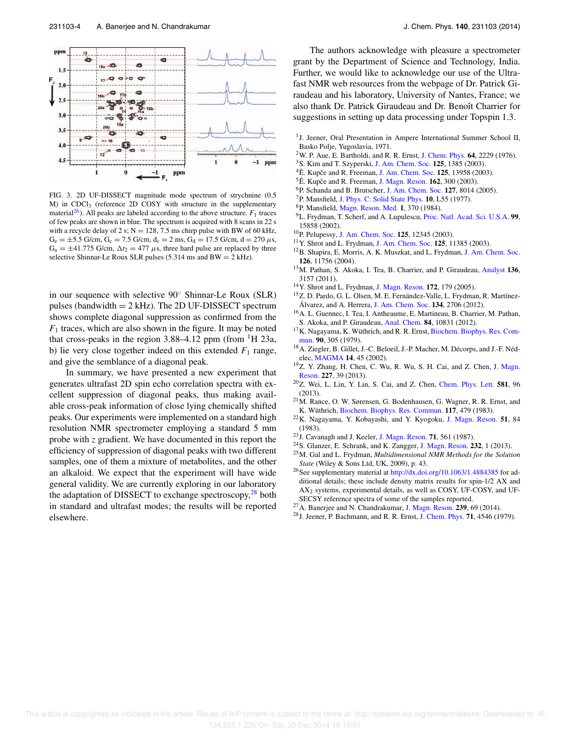FIG. 3. 2D UF-DISSECT magnitude mode spectrum of strychnine (0.5 M) in $CDCl_3$ (reference 2D COSY with structure in the supplementary material[26]). All peaks are labeled according to the above structure. $F_1$ traces of few peaks are shown in blue. The spectrum is acquired with 8 scans in 22 s with a recycle delay of 2 s; N = 128, 7.5 ms chirp pulse with BW of 60 kHz, $G_e = \pm 5.5$ G/cm, $G_c = 7.5$ G/cm, $d_c = 2$ ms, $G_d = 17.5$ G/cm, d = 270 $\mu$s, $G_a = \pm 41.775$ G/cm, $\Delta t_2 = 477$ $\mu$s, three hard pulse are replaced by three selective Shinnar-Le Roux SLR pulses (5.314 ms and BW = 2 kHz).

in our sequence with selective 90° Shinnar-Le Roux (SLR) pulses (bandwidth = 2 kHz). The 2D UF-DISSECT spectrum shows complete diagonal suppression as confirmed from the $F_1$ traces, which are also shown in the figure. It may be noted that cross-peaks in the region 3.88–4.12 ppm (from $^1$H 23a, b) lie very close together indeed on this extended $F_1$ range, and give the semblance of a diagonal peak.

In summary, we have presented a new experiment that generates ultrafast 2D spin echo correlation spectra with excellent suppression of diagonal peaks, thus making available cross-peak information of close lying chemically shifted peaks. Our experiments were implemented on a standard high resolution NMR spectrometer employing a standard 5 mm probe with $z$ gradient. We have documented in this report the efficiency of suppression of diagonal peaks with two different samples, one of them a mixture of metabolites, and the other an alkaloid. We expect that the experiment will have wide general validity. We are currently exploring in our laboratory the adaptation of DISSECT to exchange spectroscopy,[28] both in standard and ultrafast modes; the results will be reported elsewhere.

The authors acknowledge with pleasure a spectrometer grant by the Department of Science and Technology, India. Further, we would like to acknowledge our use of the Ultrafast NMR web resources from the webpage of Dr. Patrick Giraudeau and his laboratory, University of Nantes, France; we also thank Dr. Patrick Giraudeau and Dr. Benoît Charrier for suggestions in setting up data processing under Topspin 1.3.

[1] J. Jeener, Oral Presentation in Ampere International Summer School II, Basko Polje, Yugoslavia, 1971.

[2] W. P. Aue, E. Bartholdi, and R. R. Ernst, J. Chem. Phys. **64**, 2229 (1976).

[3] S. Kim and T. Szyperski, J. Am. Chem. Soc. **125**, 1385 (2003).

[4] Ē. Kupče and R. Freeman, J. Am. Chem. Soc. **125**, 13958 (2003).

[5] Ē. Kupče and R. Freeman, J. Magn. Reson. **162**, 300 (2003).

[6] P. Schanda and B. Brutscher, J. Am. Chem. Soc. **127**, 8014 (2005).

[7] P. Mansfield, J. Phys. C: Solid State Phys. **10**, L55 (1977).

[8] P. Mansfield, Magn. Reson. Med. **1**, 370 (1984).

[9] L. Frydman, T. Scherf, and A. Lupulescu, Proc. Natl. Acad. Sci. U.S.A. **99**, 15858 (2002).

[10] P. Pelupessy, J. Am. Chem. Soc. **125**, 12345 (2003).

[11] Y. Shrot and L. Frydman, J. Am. Chem. Soc. **125**, 11385 (2003).

[12] B. Shapira, E. Morris, A. K. Muszkat, and L. Frydman, J. Am. Chem. Soc. **126**, 11756 (2004).

[13] M. Pathan, S. Akoka, I. Tea, B. Charrier, and P. Giraudeau, Analyst **136**, 3157 (2011).

[14] Y. Shrot and L. Frydman, J. Magn. Reson. **172**, 179 (2005).

[15] Z. D. Pardo, G. L. Olsen, M. E. Fernández-Valle, L. Frydman, R. Martínez-Álvarez, and A. Herrera, J. Am. Chem. Soc. **134**, 2706 (2012).

[16] A. L. Guennec, I. Tea, I. Antheaume, E. Martineau, B. Charrier, M. Pathan, S. Akoka, and P. Giraudeau, Anal. Chem. **84**, 10831 (2012).

[17] K. Nagayama, K. Wüthrich, and R. R. Ernst, Biochem. Biophys. Res. Commun. **90**, 305 (1979).

[18] A. Ziegler, B. Gillet, J.-C. Beloeil, J.-P. Macher, M. Décorps, and J.-F. Nédelec, MAGMA **14**, 45 (2002).

[19] Z. Y. Zhang, H. Chen, C. Wu, R. Wu, S. H. Cai, and Z. Chen, J. Magn. Reson. **227**, 39 (2013).

[20] Z. Wei, L. Lin, Y. Lin, S. Cai, and Z. Chen, Chem. Phys. Lett. **581**, 96 (2013).

[21] M. Rance, O. W. Sørensen, G. Bodenhausen, G. Wagner, R. R. Ernst, and K. Wüthrich, Biochem. Biophys. Res. Commun. **117**, 479 (1983).

[22] K. Nagayama, Y. Kobayashi, and Y. Kyogoku, J. Magn. Reson. **51**, 84 (1983).

[23] J. Cavanagh and J. Keeler, J. Magn. Reson. **71**, 561 (1987).

[24] S. Glanzer, E. Schrank, and K. Zangger, J. Magn. Reson. **232**, 1 (2013).

[25] M. Gal and L. Frydman, *Multidimensional NMR Methods for the Solution State* (Wiley & Sons Ltd, UK, 2009), p. 43.

[26] See supplementary material at http://dx.doi.org/10.1063/1.4884385 for additional details; these include density matrix results for spin-1/2 AX and $AX_2$ systems, experimental details, as well as COSY, UF-COSY, and UF-SECSY reference spectra of some of the samples reported.

[27] A. Banerjee and N. Chandrakumar, J. Magn. Reson. **239**, 69 (2014).

[28] J. Jeener, P. Bachmann, and R. R. Ernst, J. Chem. Phys. **71**, 4546 (1979).